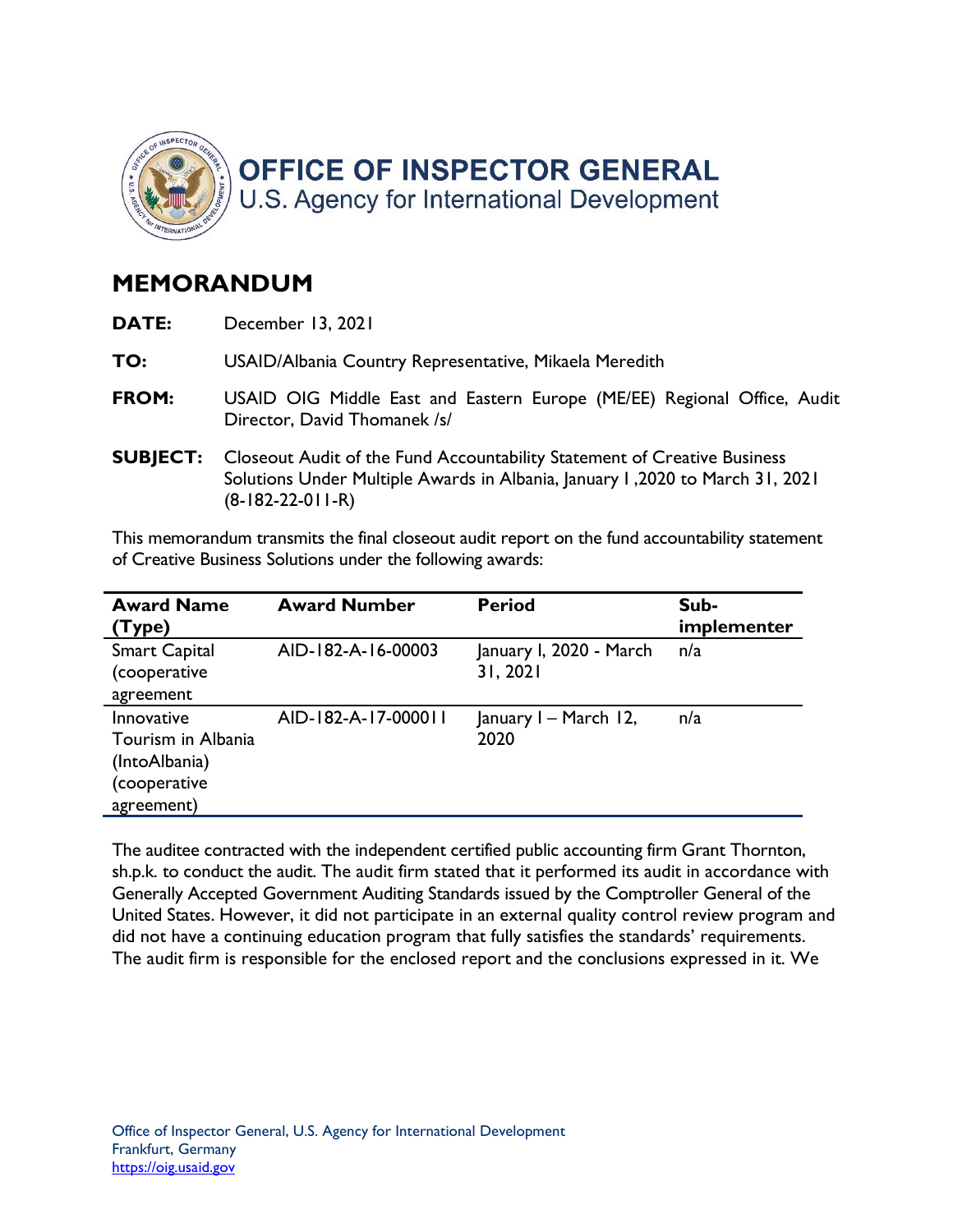# OFFICE OF INSPECTOR GENERAL
U.S. Agency for International Development

## MEMORANDUM

**DATE:** December 13, 2021

**TO:** USAID/Albania Country Representative, Mikaela Meredith

**FROM:** USAID OIG Middle East and Eastern Europe (ME/EE) Regional Office, Audit Director, David Thomanek /s/

**SUBJECT:** Closeout Audit of the Fund Accountability Statement of Creative Business Solutions Under Multiple Awards in Albania, January 1 ,2020 to March 31, 2021 (8-182-22-011-R)

This memorandum transmits the final closeout audit report on the fund accountability statement of Creative Business Solutions under the following awards:

| Award Name (Type) | Award Number | Period | Sub-implementer |
|---|---|---|---|
| Smart Capital (cooperative agreement | AID-182-A-16-00003 | January l, 2020 - March 31, 2021 | n/a |
| Innovative Tourism in Albania (IntoAlbania) (cooperative agreement) | AID-182-A-17-000011 | January 1 – March 12, 2020 | n/a |

The auditee contracted with the independent certified public accounting firm Grant Thornton, sh.p.k. to conduct the audit. The audit firm stated that it performed its audit in accordance with Generally Accepted Government Auditing Standards issued by the Comptroller General of the United States. However, it did not participate in an external quality control review program and did not have a continuing education program that fully satisfies the standards' requirements. The audit firm is responsible for the enclosed report and the conclusions expressed in it. We

Office of Inspector General, U.S. Agency for International Development
Frankfurt, Germany
https://oig.usaid.gov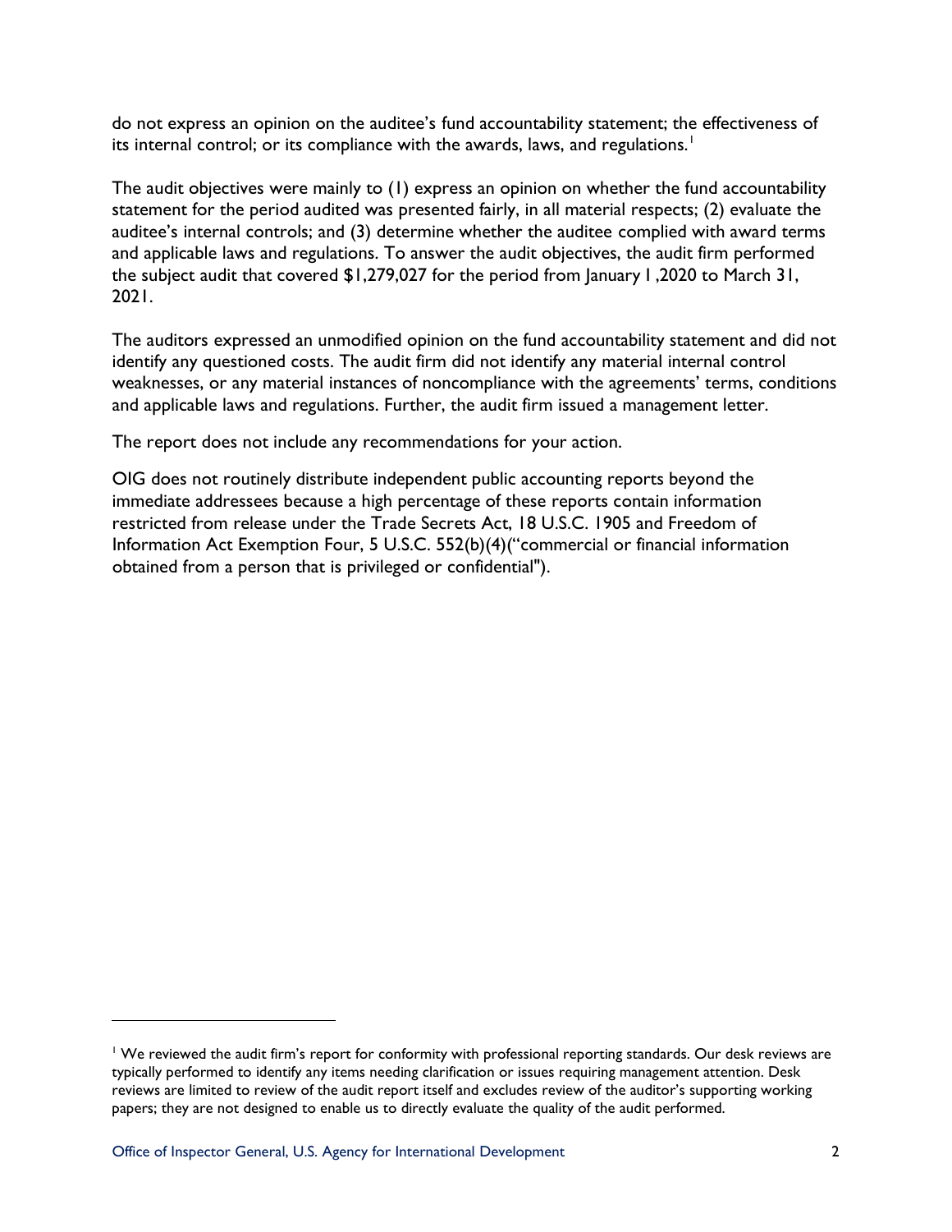do not express an opinion on the auditee's fund accountability statement; the effectiveness of its internal control; or its compliance with the awards, laws, and regulations.[1]

The audit objectives were mainly to (1) express an opinion on whether the fund accountability statement for the period audited was presented fairly, in all material respects; (2) evaluate the auditee's internal controls; and (3) determine whether the auditee complied with award terms and applicable laws and regulations. To answer the audit objectives, the audit firm performed the subject audit that covered $1,279,027 for the period from January 1 ,2020 to March 31, 2021.

The auditors expressed an unmodified opinion on the fund accountability statement and did not identify any questioned costs. The audit firm did not identify any material internal control weaknesses, or any material instances of noncompliance with the agreements' terms, conditions and applicable laws and regulations. Further, the audit firm issued a management letter.

The report does not include any recommendations for your action.

OIG does not routinely distribute independent public accounting reports beyond the immediate addressees because a high percentage of these reports contain information restricted from release under the Trade Secrets Act, 18 U.S.C. 1905 and Freedom of Information Act Exemption Four, 5 U.S.C. 552(b)(4)("commercial or financial information obtained from a person that is privileged or confidential").

---

[1] We reviewed the audit firm's report for conformity with professional reporting standards. Our desk reviews are typically performed to identify any items needing clarification or issues requiring management attention. Desk reviews are limited to review of the audit report itself and excludes review of the auditor's supporting working papers; they are not designed to enable us to directly evaluate the quality of the audit performed.